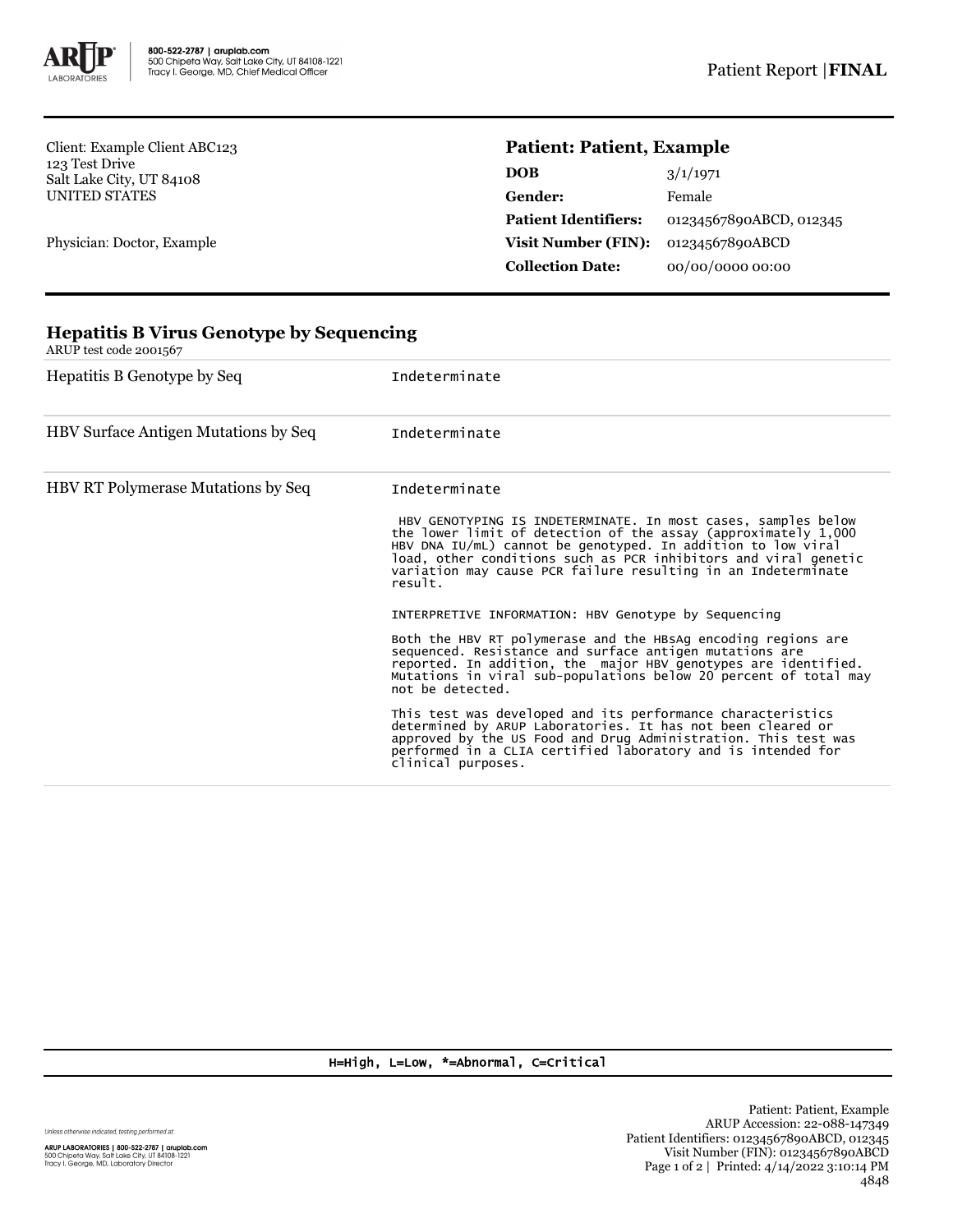800-522-2787 | aruplab.com
500 Chipeta Way, Salt Lake City, UT 84108-1221
Tracy I. George, MD, Chief Medical Officer

Patient Report | **FINAL**

Client: Example Client ABC123
123 Test Drive
Salt Lake City, UT 84108
UNITED STATES

Physician: Doctor, Example

## Patient: Patient, Example

| | |
|---|---|
| **DOB** | 3/1/1971 |
| **Gender:** | Female |
| **Patient Identifiers:** | 01234567890ABCD, 012345 |
| **Visit Number (FIN):** | 01234567890ABCD |
| **Collection Date:** | 00/00/0000 00:00 |

## Hepatitis B Virus Genotype by Sequencing

ARUP test code 2001567

| | |
|---|---|
| Hepatitis B Genotype by Seq | Indeterminate |
| HBV Surface Antigen Mutations by Seq | Indeterminate |
| HBV RT Polymerase Mutations by Seq | Indeterminate |

HBV GENOTYPING IS INDETERMINATE. In most cases, samples below the lower limit of detection of the assay (approximately 1,000 HBV DNA IU/mL) cannot be genotyped. In addition to low viral load, other conditions such as PCR inhibitors and viral genetic variation may cause PCR failure resulting in an Indeterminate result.

INTERPRETIVE INFORMATION: HBV Genotype by Sequencing

Both the HBV RT polymerase and the HBsAg encoding regions are sequenced. Resistance and surface antigen mutations are reported. In addition, the major HBV genotypes are identified. Mutations in viral sub-populations below 20 percent of total may not be detected.

This test was developed and its performance characteristics determined by ARUP Laboratories. It has not been cleared or approved by the US Food and Drug Administration. This test was performed in a CLIA certified laboratory and is intended for clinical purposes.

H=High, L=Low, *=Abnormal, C=Critical

Unless otherwise indicated, testing performed at:
ARUP LABORATORIES | 800-522-2787 | aruplab.com
500 Chipeta Way, Salt Lake City, UT 84108-1221
Tracy I. George, MD, Laboratory Director

Patient: Patient, Example
ARUP Accession: 22-088-147349
Patient Identifiers: 01234567890ABCD, 012345
Visit Number (FIN): 01234567890ABCD
Printed: 4/14/2022 3:10:14 PM
4848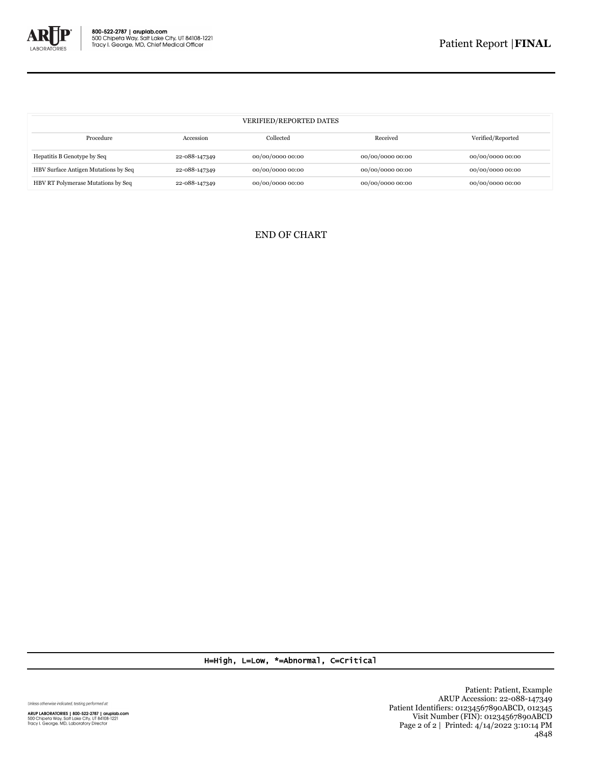| VERIFIED/REPORTED DATES | | | | |
|---|---|---|---|---|
| Procedure | Accession | Collected | Received | Verified/Reported |
| Hepatitis B Genotype by Seq | 22-088-147349 | 00/00/0000 00:00 | 00/00/0000 00:00 | 00/00/0000 00:00 |
| HBV Surface Antigen Mutations by Seq | 22-088-147349 | 00/00/0000 00:00 | 00/00/0000 00:00 | 00/00/0000 00:00 |
| HBV RT Polymerase Mutations by Seq | 22-088-147349 | 00/00/0000 00:00 | 00/00/0000 00:00 | 00/00/0000 00:00 |

END OF CHART